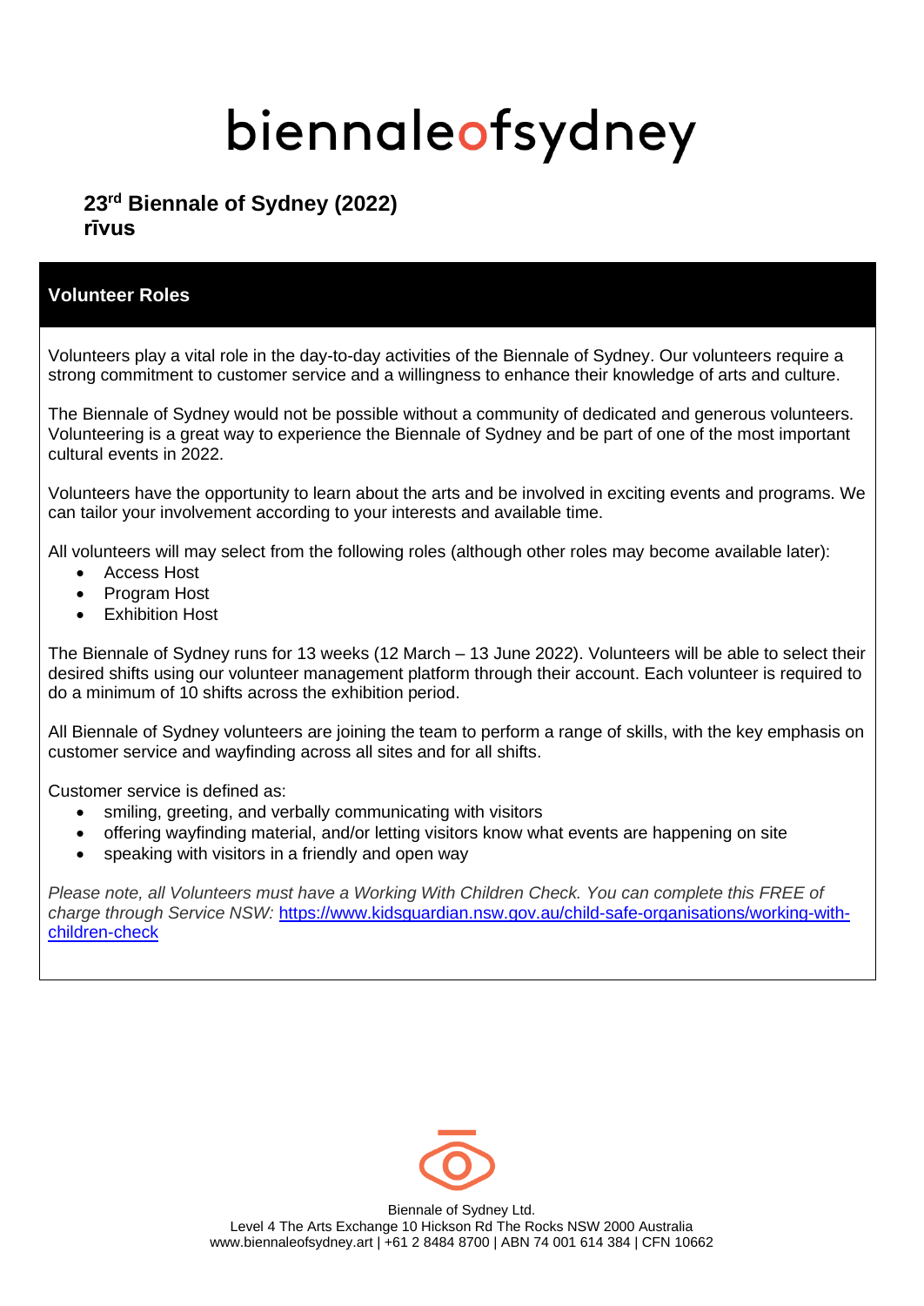# biennaleofsydney

## 23rd Biennale of Sydney (2022)
## rīvus

## Volunteer Roles

Volunteers play a vital role in the day-to-day activities of the Biennale of Sydney. Our volunteers require a strong commitment to customer service and a willingness to enhance their knowledge of arts and culture.

The Biennale of Sydney would not be possible without a community of dedicated and generous volunteers. Volunteering is a great way to experience the Biennale of Sydney and be part of one of the most important cultural events in 2022.

Volunteers have the opportunity to learn about the arts and be involved in exciting events and programs. We can tailor your involvement according to your interests and available time.

All volunteers will may select from the following roles (although other roles may become available later):

- Access Host
- Program Host
- Exhibition Host

The Biennale of Sydney runs for 13 weeks (12 March – 13 June 2022). Volunteers will be able to select their desired shifts using our volunteer management platform through their account. Each volunteer is required to do a minimum of 10 shifts across the exhibition period.

All Biennale of Sydney volunteers are joining the team to perform a range of skills, with the key emphasis on customer service and wayfinding across all sites and for all shifts.

Customer service is defined as:

- smiling, greeting, and verbally communicating with visitors
- offering wayfinding material, and/or letting visitors know what events are happening on site
- speaking with visitors in a friendly and open way

*Please note, all Volunteers must have a Working With Children Check. You can complete this FREE of charge through Service NSW:* https://www.kidsguardian.nsw.gov.au/child-safe-organisations/working-with-children-check

Biennale of Sydney Ltd.
Level 4 The Arts Exchange 10 Hickson Rd The Rocks NSW 2000 Australia
www.biennaleofsydney.art | +61 2 8484 8700 | ABN 74 001 614 384 | CFN 10662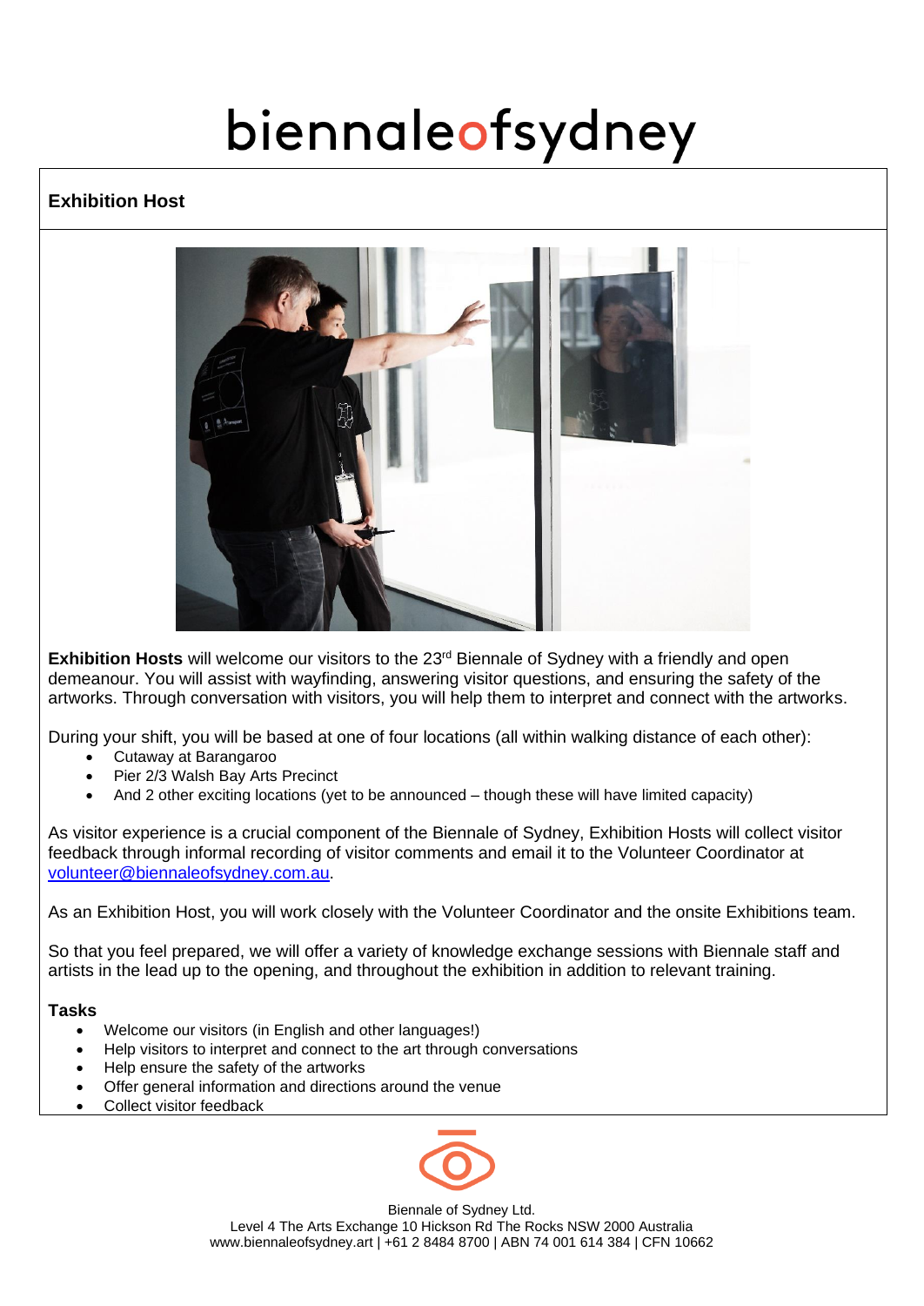# biennaleofsydney

## Exhibition Host

**Exhibition Hosts** will welcome our visitors to the 23rd Biennale of Sydney with a friendly and open demeanour. You will assist with wayfinding, answering visitor questions, and ensuring the safety of the artworks. Through conversation with visitors, you will help them to interpret and connect with the artworks.

During your shift, you will be based at one of four locations (all within walking distance of each other):

- Cutaway at Barangaroo
- Pier 2/3 Walsh Bay Arts Precinct
- And 2 other exciting locations (yet to be announced – though these will have limited capacity)

As visitor experience is a crucial component of the Biennale of Sydney, Exhibition Hosts will collect visitor feedback through informal recording of visitor comments and email it to the Volunteer Coordinator at [volunteer@biennaleofsydney.com.au](mailto:volunteer@biennaleofsydney.com.au).

As an Exhibition Host, you will work closely with the Volunteer Coordinator and the onsite Exhibitions team.

So that you feel prepared, we will offer a variety of knowledge exchange sessions with Biennale staff and artists in the lead up to the opening, and throughout the exhibition in addition to relevant training.

### Tasks

- Welcome our visitors (in English and other languages!)
- Help visitors to interpret and connect to the art through conversations
- Help ensure the safety of the artworks
- Offer general information and directions around the venue
- Collect visitor feedback

Biennale of Sydney Ltd.
Level 4 The Arts Exchange 10 Hickson Rd The Rocks NSW 2000 Australia
www.biennaleofsydney.art | +61 2 8484 8700 | ABN 74 001 614 384 | CFN 10662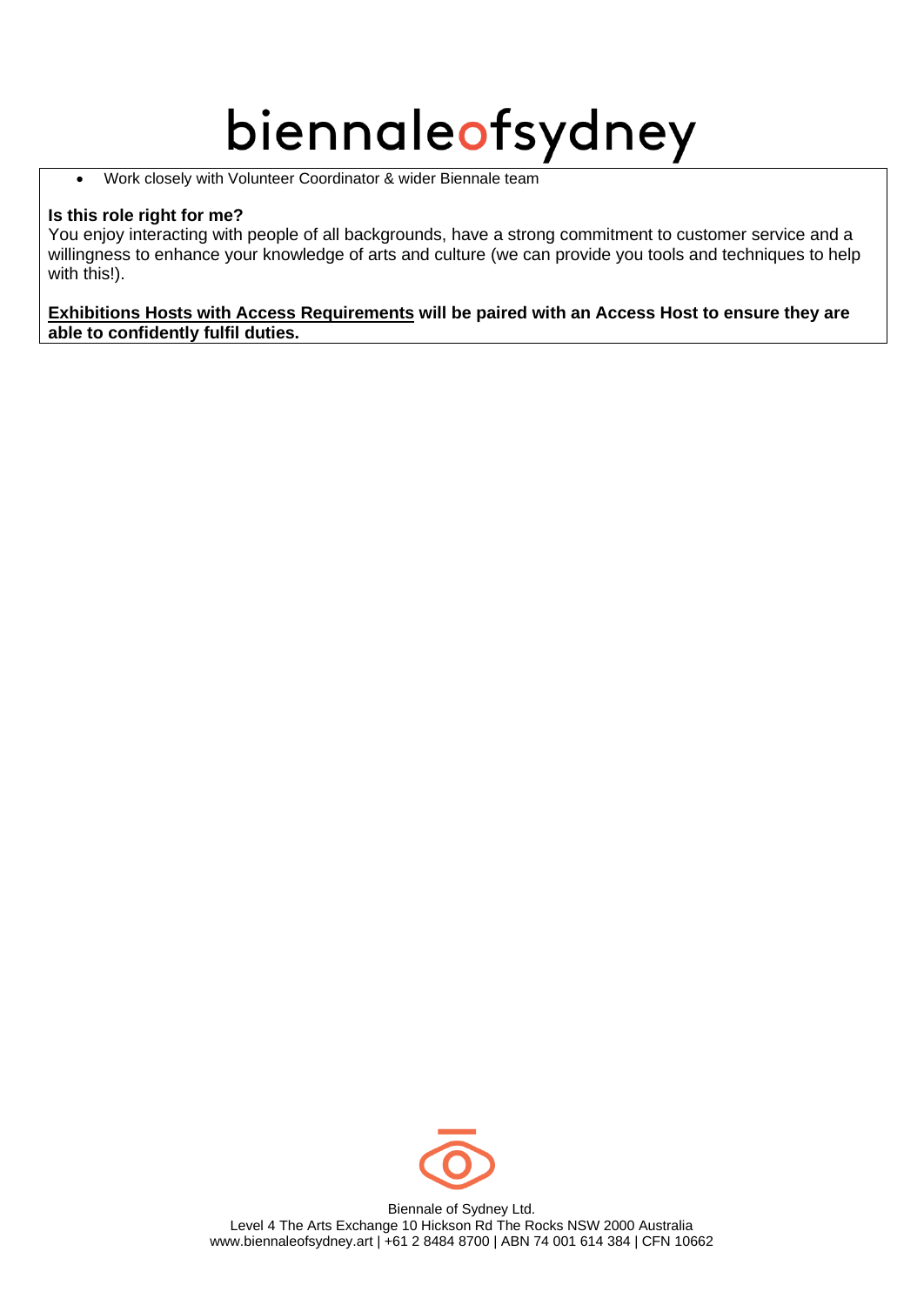- Work closely with Volunteer Coordinator & wider Biennale team

**Is this role right for me?**
You enjoy interacting with people of all backgrounds, have a strong commitment to customer service and a willingness to enhance your knowledge of arts and culture (we can provide you tools and techniques to help with this!).

**<u>Exhibitions Hosts with Access Requirements</u> will be paired with an Access Host to ensure they are able to confidently fulfil duties.**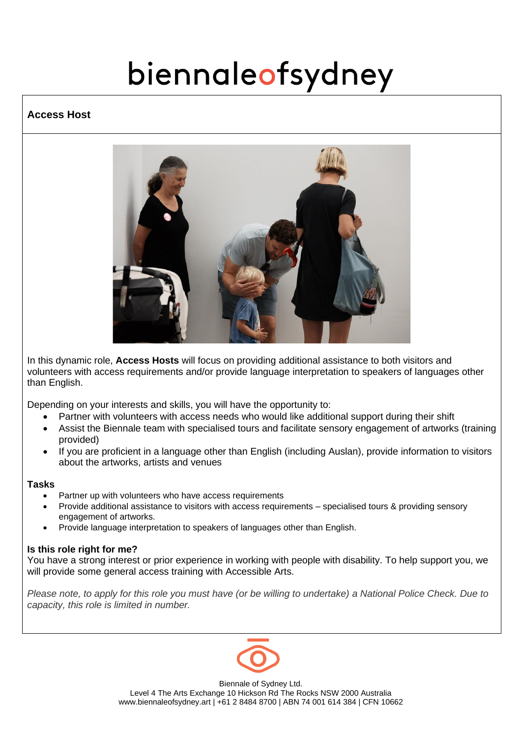biennaleofsydney

## Access Host

In this dynamic role, **Access Hosts** will focus on providing additional assistance to both visitors and volunteers with access requirements and/or provide language interpretation to speakers of languages other than English.

Depending on your interests and skills, you will have the opportunity to:

- Partner with volunteers with access needs who would like additional support during their shift
- Assist the Biennale team with specialised tours and facilitate sensory engagement of artworks (training provided)
- If you are proficient in a language other than English (including Auslan), provide information to visitors about the artworks, artists and venues

### Tasks

- Partner up with volunteers who have access requirements
- Provide additional assistance to visitors with access requirements – specialised tours & providing sensory engagement of artworks.
- Provide language interpretation to speakers of languages other than English.

### Is this role right for me?

You have a strong interest or prior experience in working with people with disability. To help support you, we will provide some general access training with Accessible Arts.

*Please note, to apply for this role you must have (or be willing to undertake) a National Police Check. Due to capacity, this role is limited in number.*

Biennale of Sydney Ltd.
Level 4 The Arts Exchange 10 Hickson Rd The Rocks NSW 2000 Australia
www.biennaleofsydney.art | +61 2 8484 8700 | ABN 74 001 614 384 | CFN 10662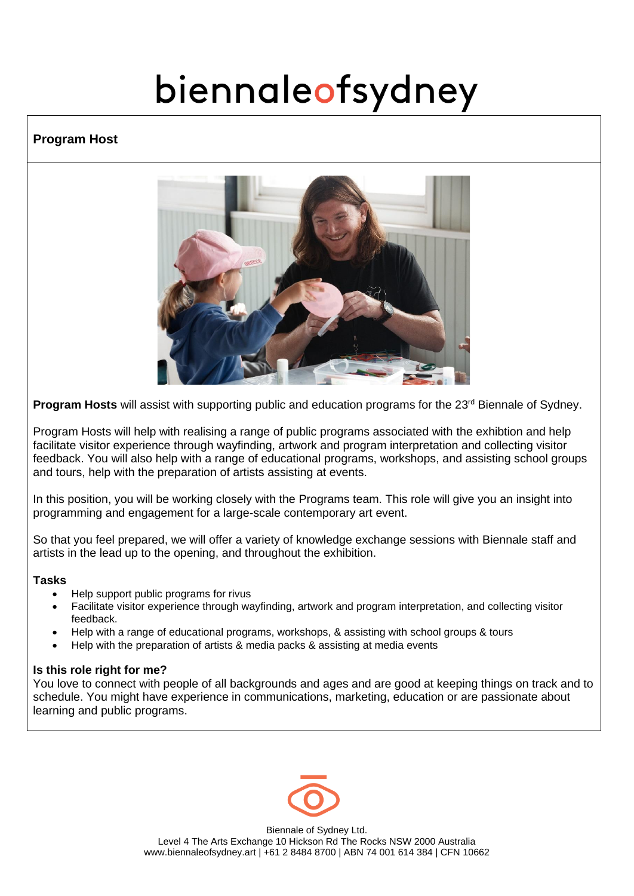biennaleofsydney

**Program Host**

**Program Hosts** will assist with supporting public and education programs for the 23rd Biennale of Sydney.

Program Hosts will help with realising a range of public programs associated with the exhibtion and help facilitate visitor experience through wayfinding, artwork and program interpretation and collecting visitor feedback. You will also help with a range of educational programs, workshops, and assisting school groups and tours, help with the preparation of artists assisting at events.

In this position, you will be working closely with the Programs team. This role will give you an insight into programming and engagement for a large-scale contemporary art event.

So that you feel prepared, we will offer a variety of knowledge exchange sessions with Biennale staff and artists in the lead up to the opening, and throughout the exhibition.

**Tasks**

- Help support public programs for rivus
- Facilitate visitor experience through wayfinding, artwork and program interpretation, and collecting visitor feedback.
- Help with a range of educational programs, workshops, & assisting with school groups & tours
- Help with the preparation of artists & media packs & assisting at media events

**Is this role right for me?**

You love to connect with people of all backgrounds and ages and are good at keeping things on track and to schedule. You might have experience in communications, marketing, education or are passionate about learning and public programs.

Biennale of Sydney Ltd.
Level 4 The Arts Exchange 10 Hickson Rd The Rocks NSW 2000 Australia
www.biennaleofsydney.art | +61 2 8484 8700 | ABN 74 001 614 384 | CFN 10662